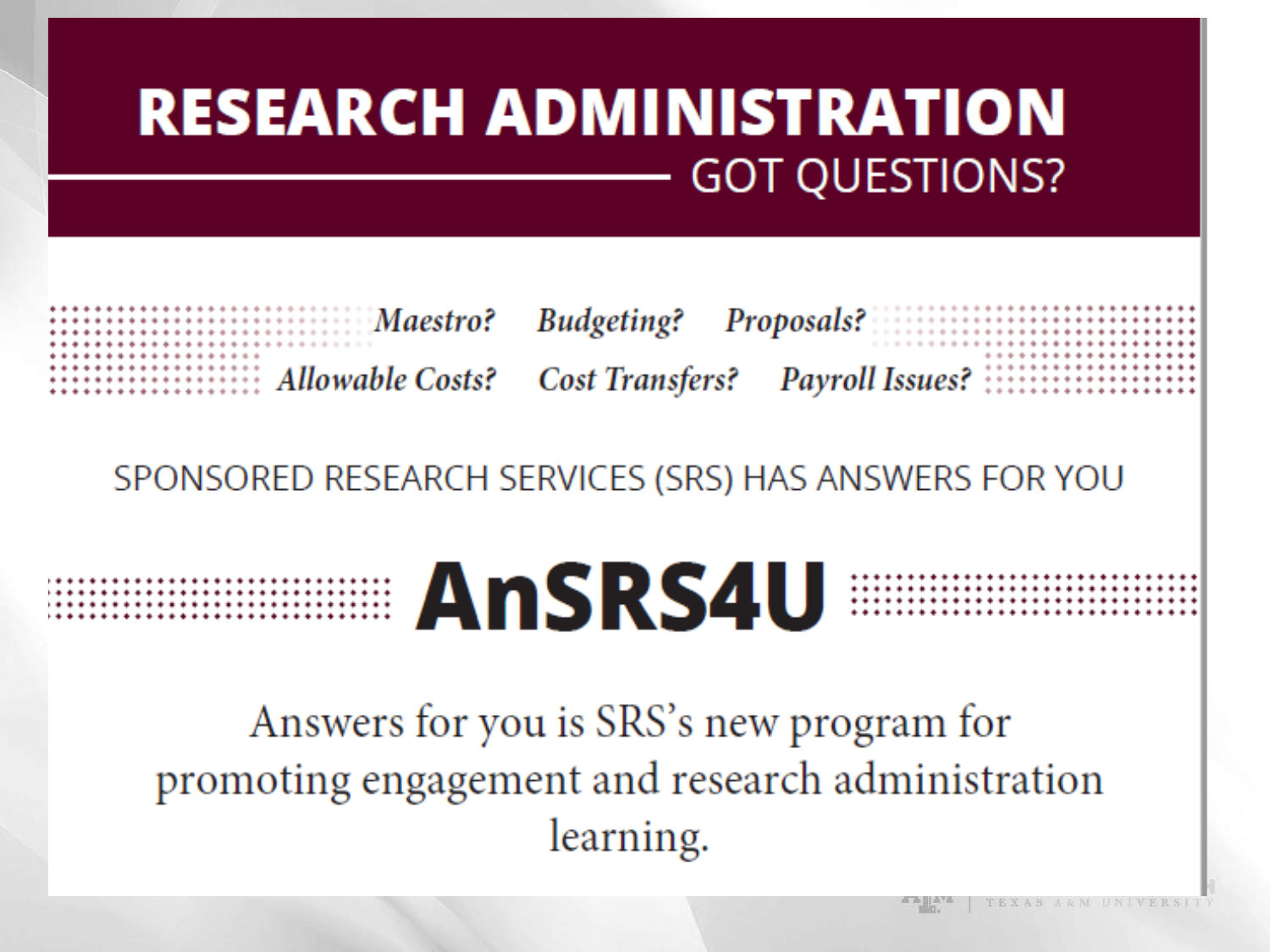# RESEARCH ADMINISTRATION

## GOT QUESTIONS?

*Maestro?* *Budgeting?* *Proposals?*

*Allowable Costs?* *Cost Transfers?* *Payroll Issues?*

SPONSORED RESEARCH SERVICES (SRS) HAS ANSWERS FOR YOU

# AnSRS4U

Answers for you is SRS's new program for promoting engagement and research administration learning.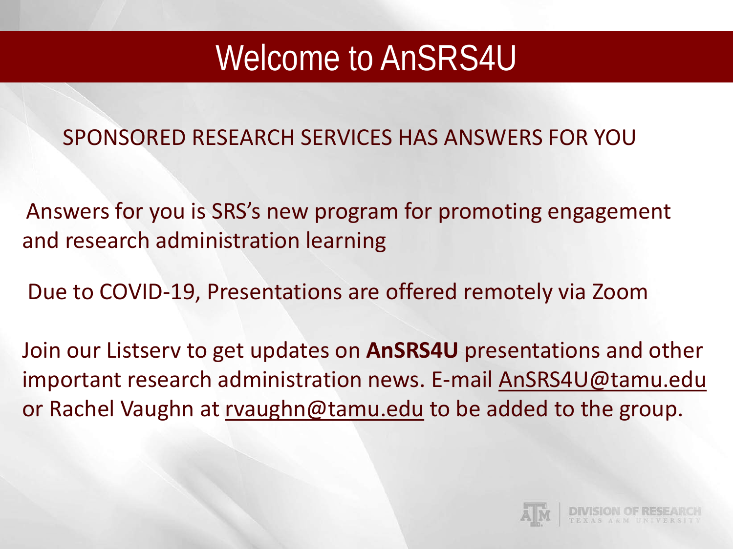# Welcome to AnSRS4U

SPONSORED RESEARCH SERVICES HAS ANSWERS FOR YOU

Answers for you is SRS's new program for promoting engagement and research administration learning

Due to COVID-19, Presentations are offered remotely via Zoom

Join our Listserv to get updates on **AnSRS4U** presentations and other important research administration news. E-mail AnSRS4U@tamu.edu or Rachel Vaughn at rvaughn@tamu.edu to be added to the group.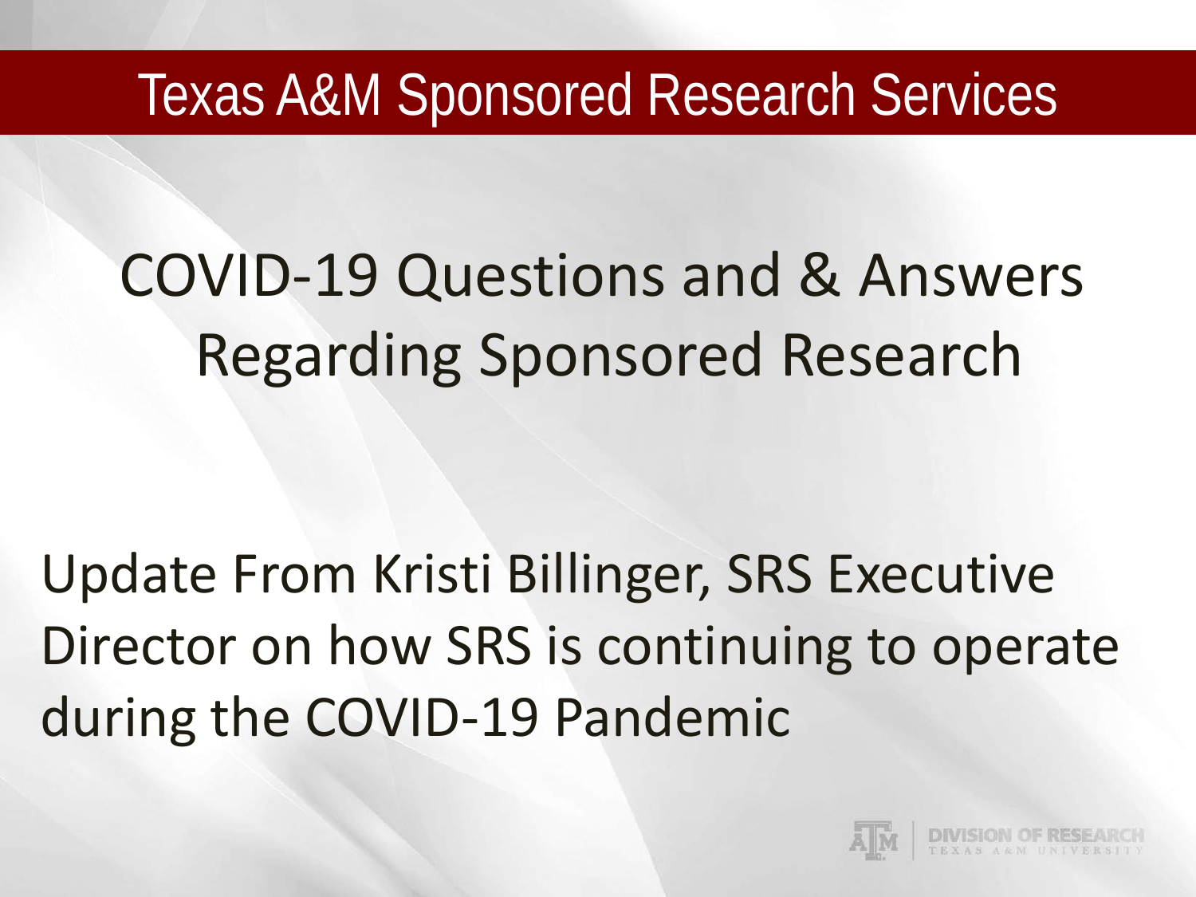# Texas A&M Sponsored Research Services

## COVID-19 Questions and & Answers Regarding Sponsored Research

Update From Kristi Billinger, SRS Executive Director on how SRS is continuing to operate during the COVID-19 Pandemic

DIVISION OF RESEARCH
TEXAS A&M UNIVERSITY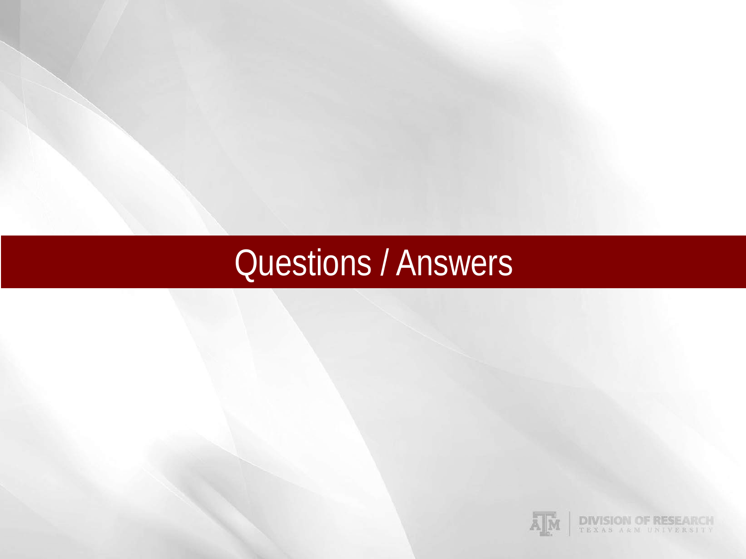# Questions / Answers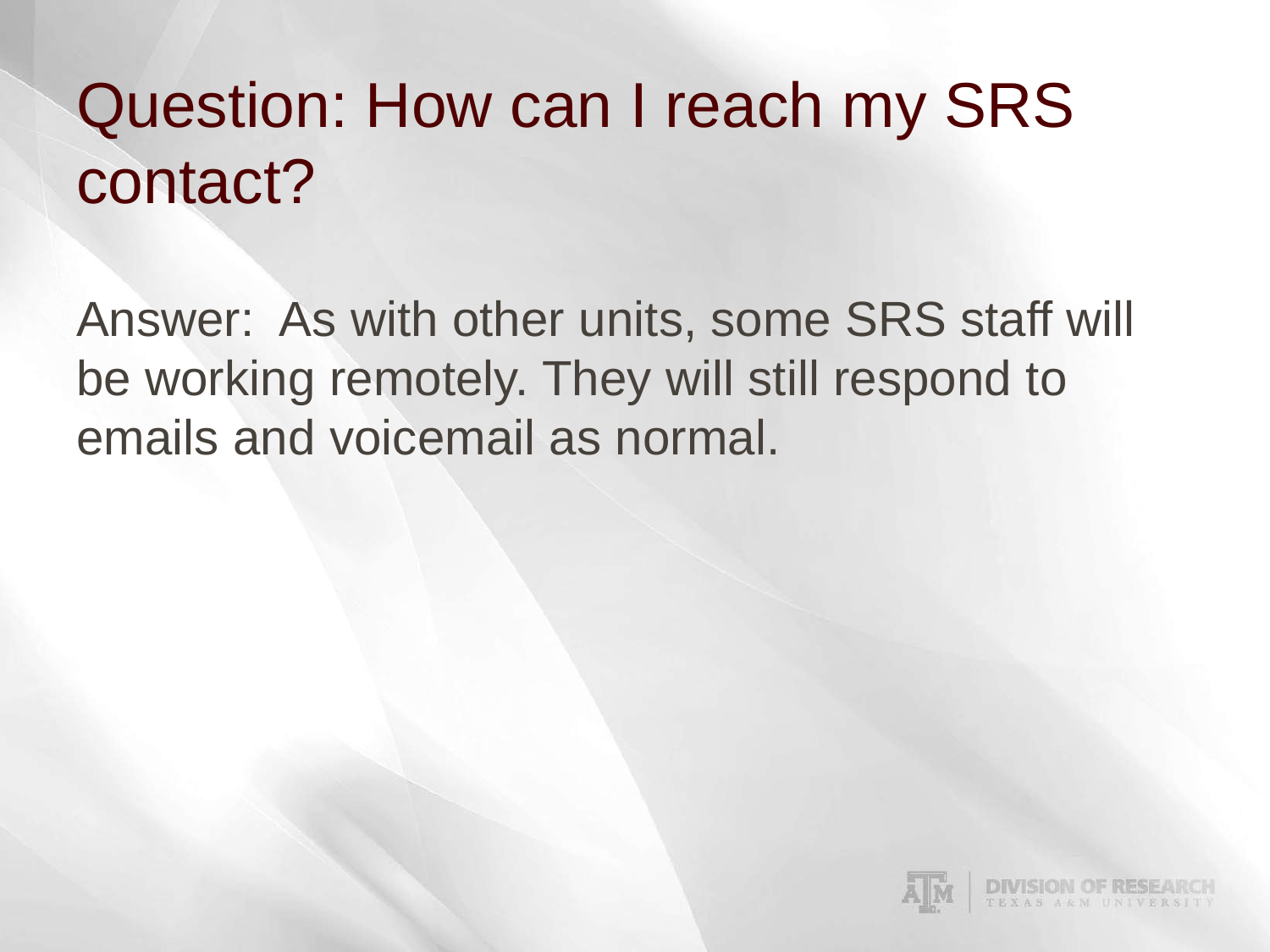# Question: How can I reach my SRS contact?

Answer: As with other units, some SRS staff will be working remotely. They will still respond to emails and voicemail as normal.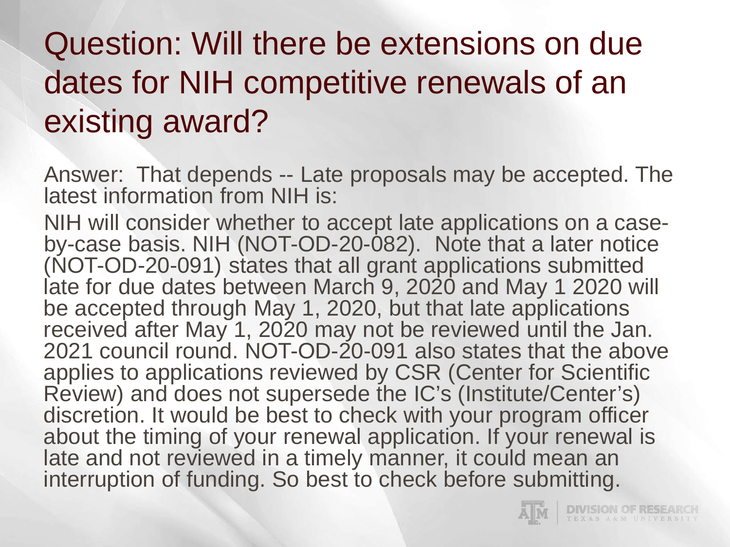# Question: Will there be extensions on due dates for NIH competitive renewals of an existing award?

Answer: That depends -- Late proposals may be accepted. The latest information from NIH is:

NIH will consider whether to accept late applications on a case-by-case basis. NIH (NOT-OD-20-082). Note that a later notice (NOT-OD-20-091) states that all grant applications submitted late for due dates between March 9, 2020 and May 1 2020 will be accepted through May 1, 2020, but that late applications received after May 1, 2020 may not be reviewed until the Jan. 2021 council round. NOT-OD-20-091 also states that the above applies to applications reviewed by CSR (Center for Scientific Review) and does not supersede the IC's (Institute/Center's) discretion. It would be best to check with your program officer about the timing of your renewal application. If your renewal is late and not reviewed in a timely manner, it could mean an interruption of funding. So best to check before submitting.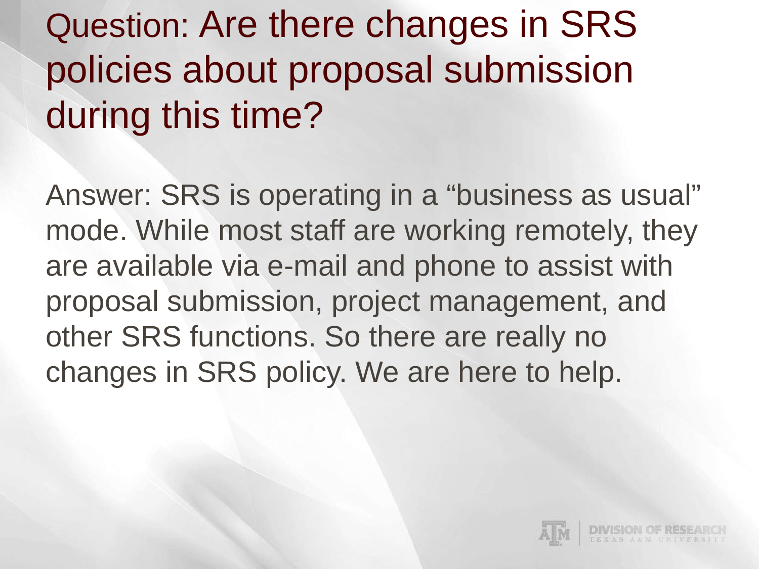# Question: Are there changes in SRS policies about proposal submission during this time?

Answer: SRS is operating in a "business as usual" mode. While most staff are working remotely, they are available via e-mail and phone to assist with proposal submission, project management, and other SRS functions. So there are really no changes in SRS policy. We are here to help.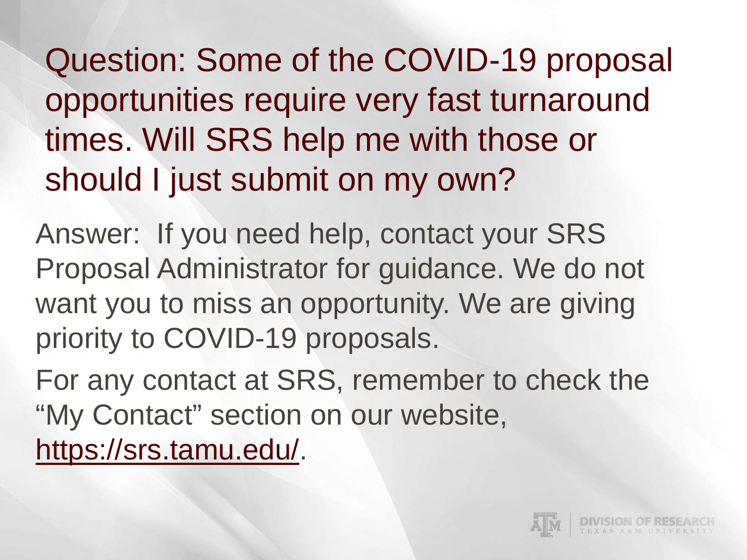## Question: Some of the COVID-19 proposal opportunities require very fast turnaround times. Will SRS help me with those or should I just submit on my own?

Answer: If you need help, contact your SRS Proposal Administrator for guidance. We do not want you to miss an opportunity. We are giving priority to COVID-19 proposals.

For any contact at SRS, remember to check the "My Contact" section on our website, https://srs.tamu.edu/.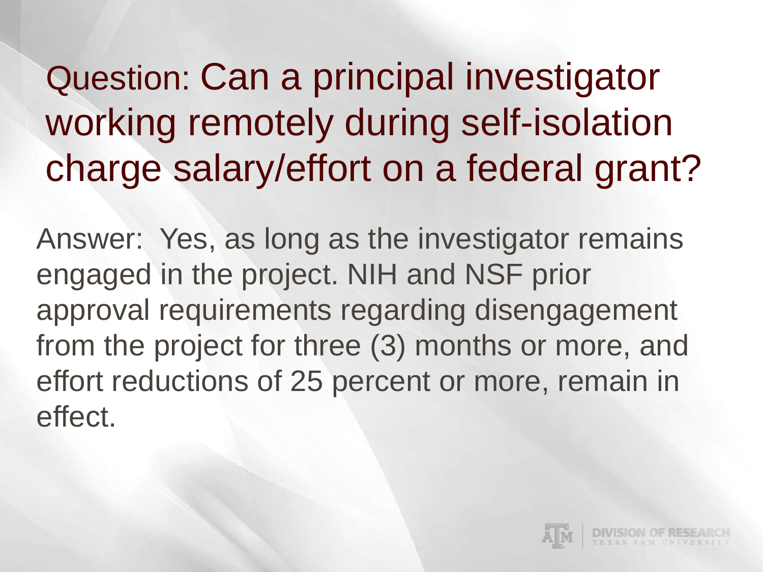# Question: Can a principal investigator working remotely during self-isolation charge salary/effort on a federal grant?

Answer: Yes, as long as the investigator remains engaged in the project. NIH and NSF prior approval requirements regarding disengagement from the project for three (3) months or more, and effort reductions of 25 percent or more, remain in effect.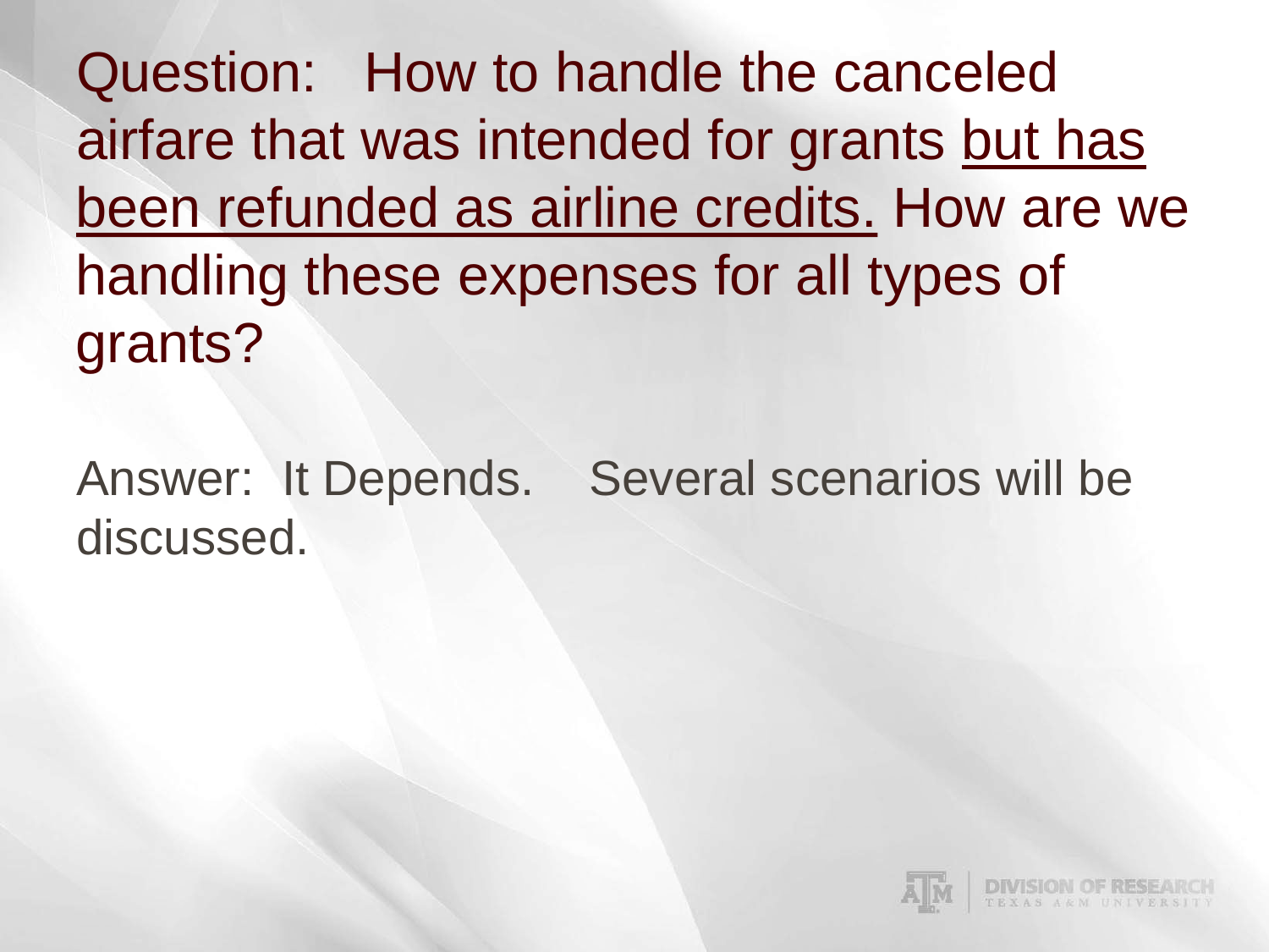Question: How to handle the canceled airfare that was intended for grants <u>but has been refunded as airline credits.</u> How are we handling these expenses for all types of grants?

Answer: It Depends. Several scenarios will be discussed.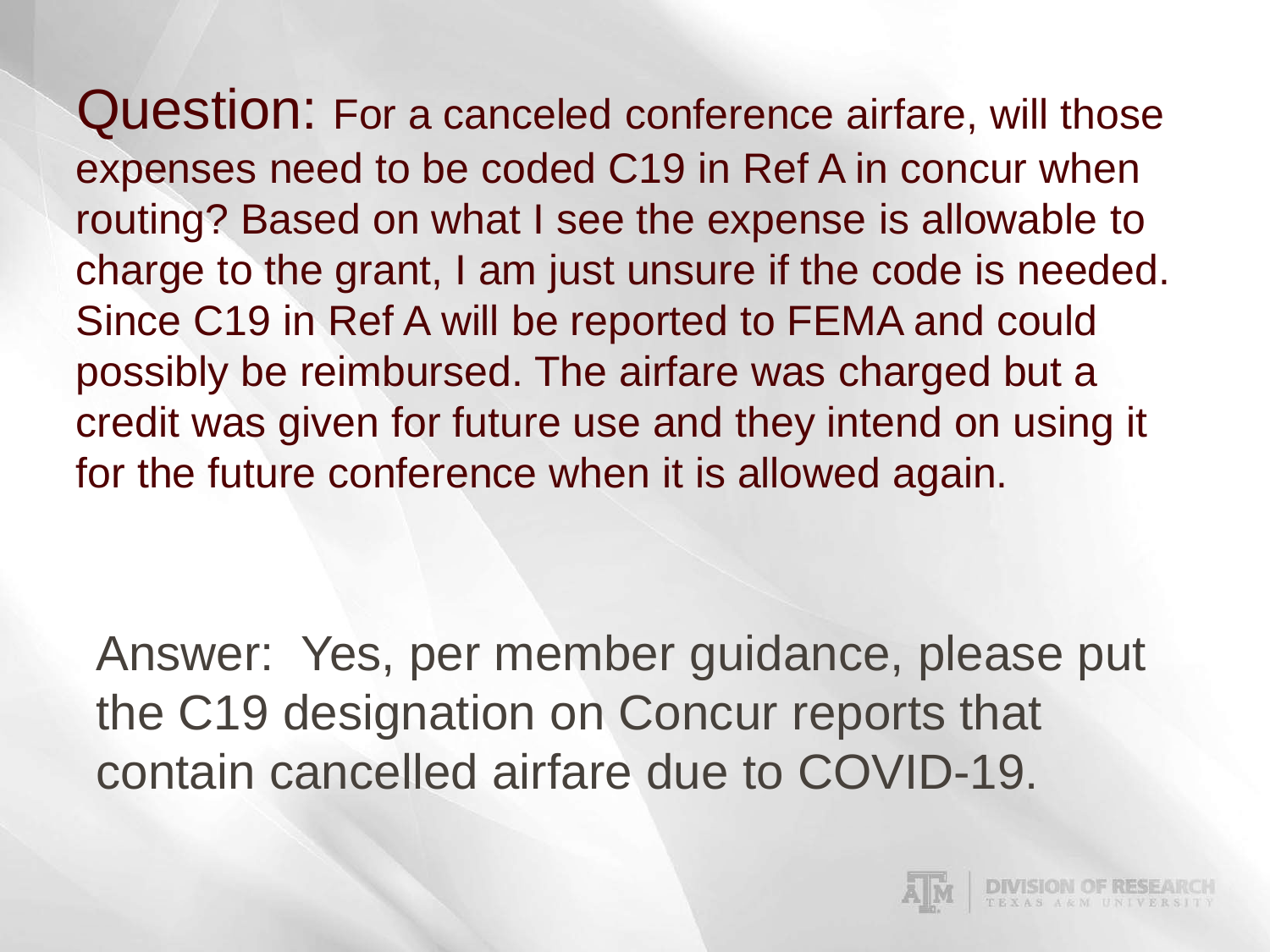**Question:** For a canceled conference airfare, will those expenses need to be coded C19 in Ref A in concur when routing? Based on what I see the expense is allowable to charge to the grant, I am just unsure if the code is needed. Since C19 in Ref A will be reported to FEMA and could possibly be reimbursed. The airfare was charged but a credit was given for future use and they intend on using it for the future conference when it is allowed again.

**Answer:** Yes, per member guidance, please put the C19 designation on Concur reports that contain cancelled airfare due to COVID-19.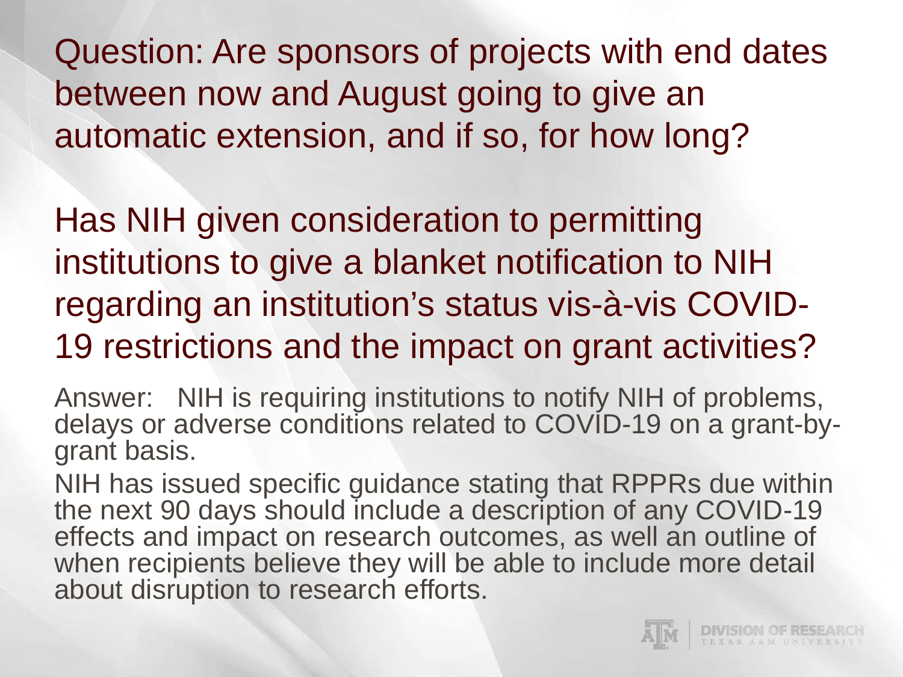Question: Are sponsors of projects with end dates between now and August going to give an automatic extension, and if so, for how long?

Has NIH given consideration to permitting institutions to give a blanket notification to NIH regarding an institution's status vis-à-vis COVID-19 restrictions and the impact on grant activities?

Answer: NIH is requiring institutions to notify NIH of problems, delays or adverse conditions related to COVID-19 on a grant-by-grant basis.

NIH has issued specific guidance stating that RPPRs due within the next 90 days should include a description of any COVID-19 effects and impact on research outcomes, as well an outline of when recipients believe they will be able to include more detail about disruption to research efforts.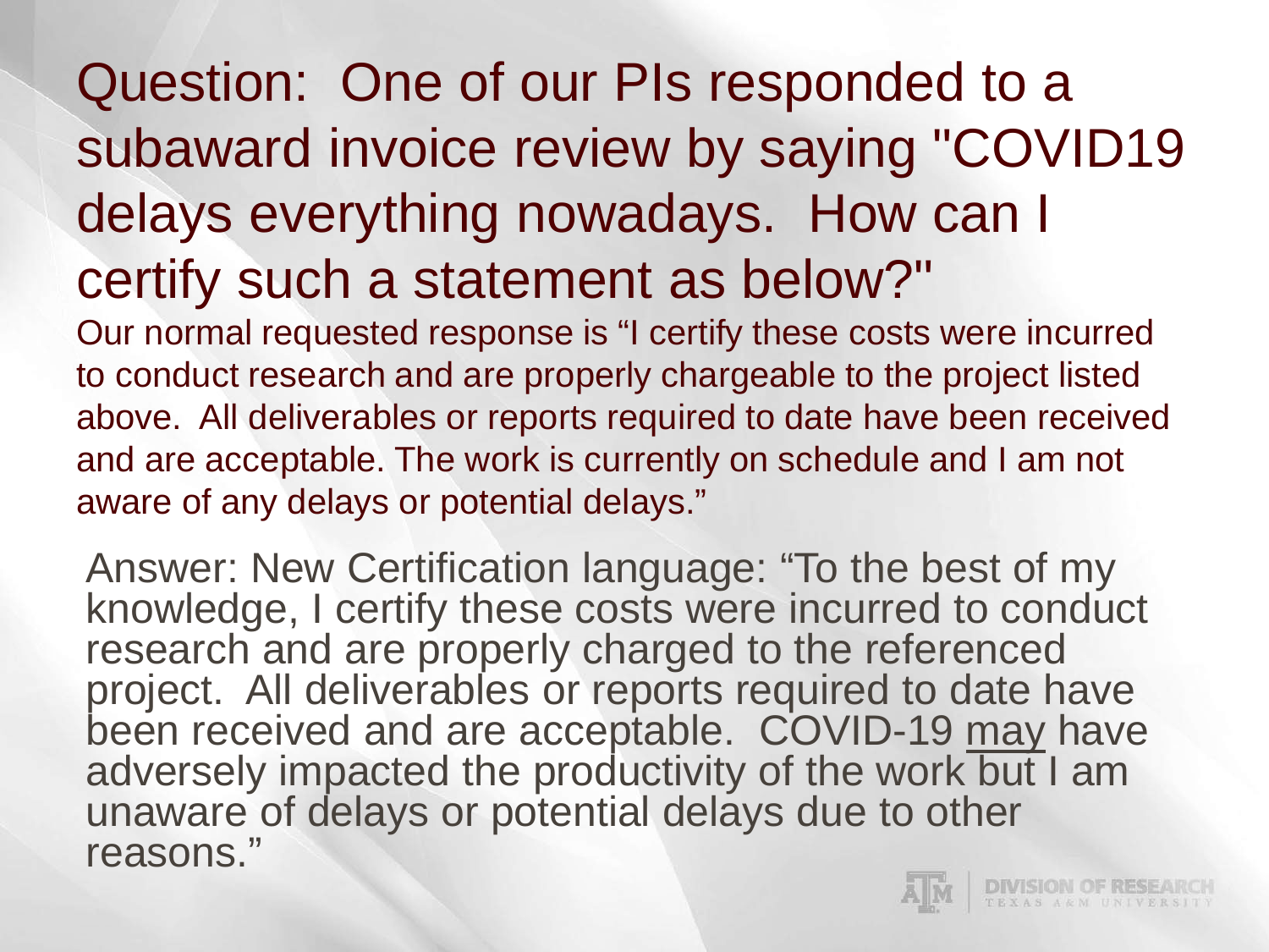# Question: One of our PIs responded to a subaward invoice review by saying "COVID19 delays everything nowadays. How can I certify such a statement as below?"

Our normal requested response is "I certify these costs were incurred to conduct research and are properly chargeable to the project listed above. All deliverables or reports required to date have been received and are acceptable. The work is currently on schedule and I am not aware of any delays or potential delays."

Answer: New Certification language: "To the best of my knowledge, I certify these costs were incurred to conduct research and are properly charged to the referenced project. All deliverables or reports required to date have been received and are acceptable. COVID-19 <u>may</u> have adversely impacted the productivity of the work but I am unaware of delays or potential delays due to other reasons."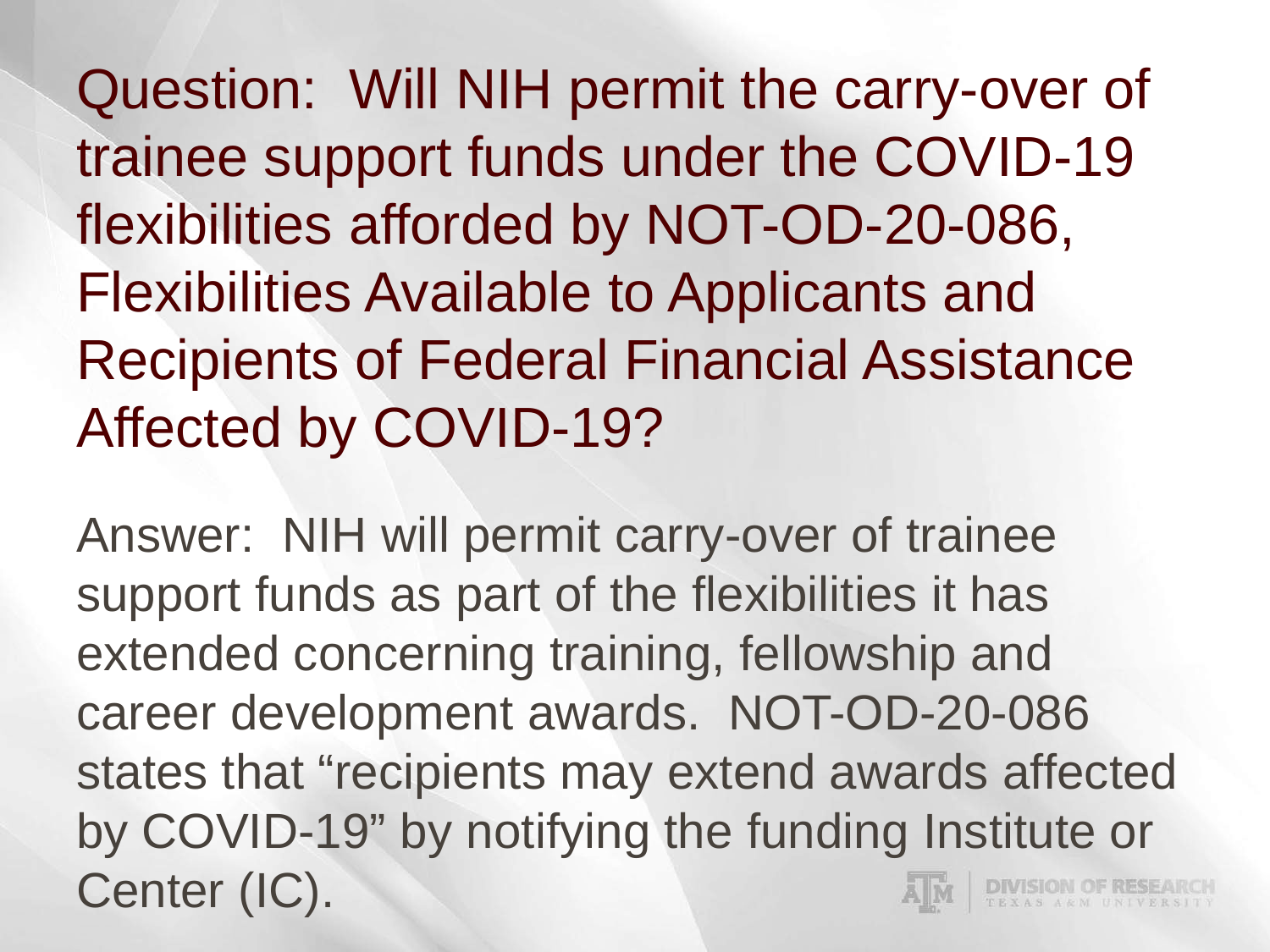Question: Will NIH permit the carry-over of trainee support funds under the COVID-19 flexibilities afforded by NOT-OD-20-086, Flexibilities Available to Applicants and Recipients of Federal Financial Assistance Affected by COVID-19?

Answer: NIH will permit carry-over of trainee support funds as part of the flexibilities it has extended concerning training, fellowship and career development awards. NOT-OD-20-086 states that "recipients may extend awards affected by COVID-19" by notifying the funding Institute or Center (IC).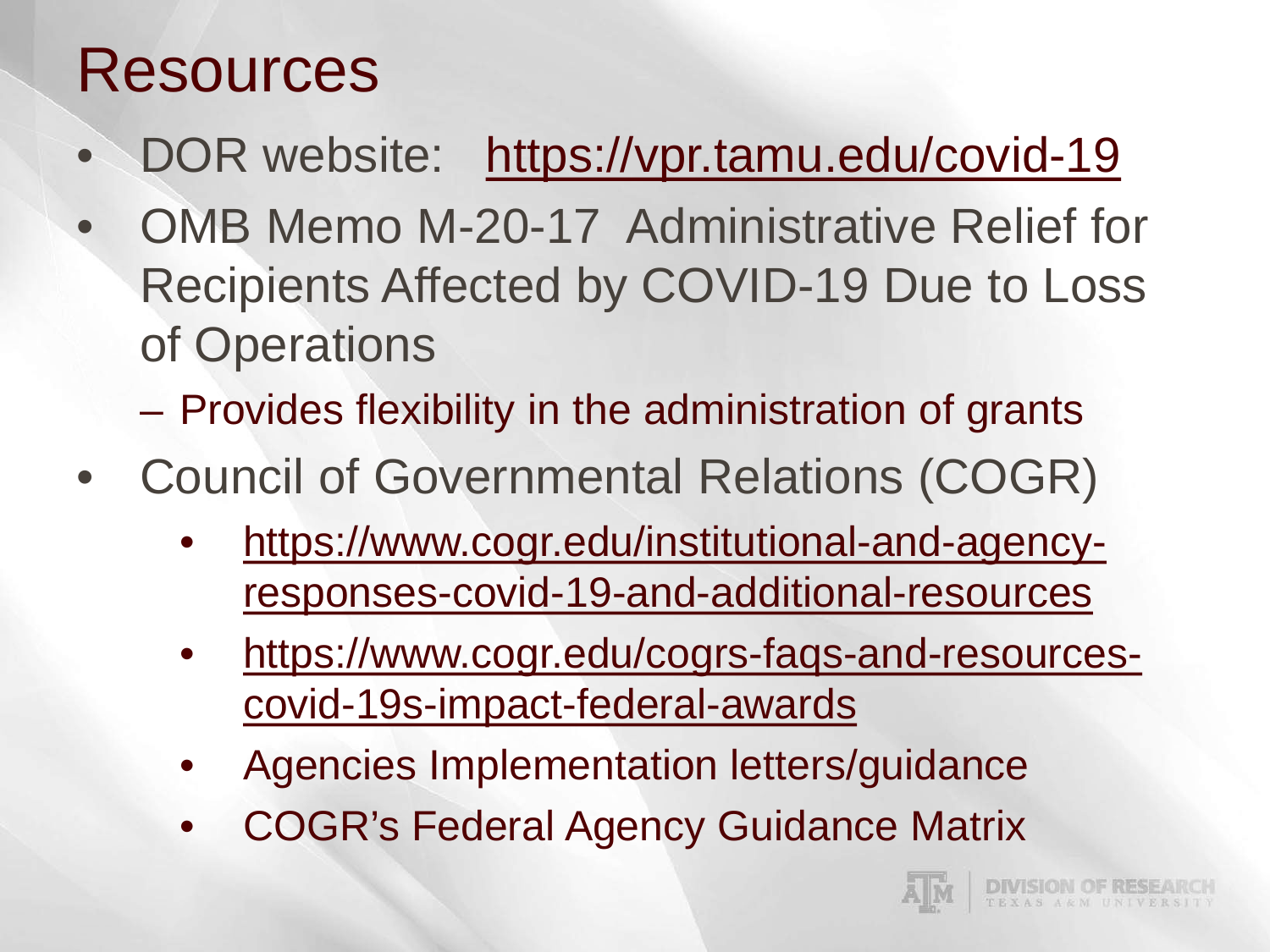# Resources

- DOR website: https://vpr.tamu.edu/covid-19
- OMB Memo M-20-17 Administrative Relief for Recipients Affected by COVID-19 Due to Loss of Operations
  - Provides flexibility in the administration of grants
- Council of Governmental Relations (COGR)
  - https://www.cogr.edu/institutional-and-agency-responses-covid-19-and-additional-resources
  - https://www.cogr.edu/cogrs-faqs-and-resources-covid-19s-impact-federal-awards
  - Agencies Implementation letters/guidance
  - COGR's Federal Agency Guidance Matrix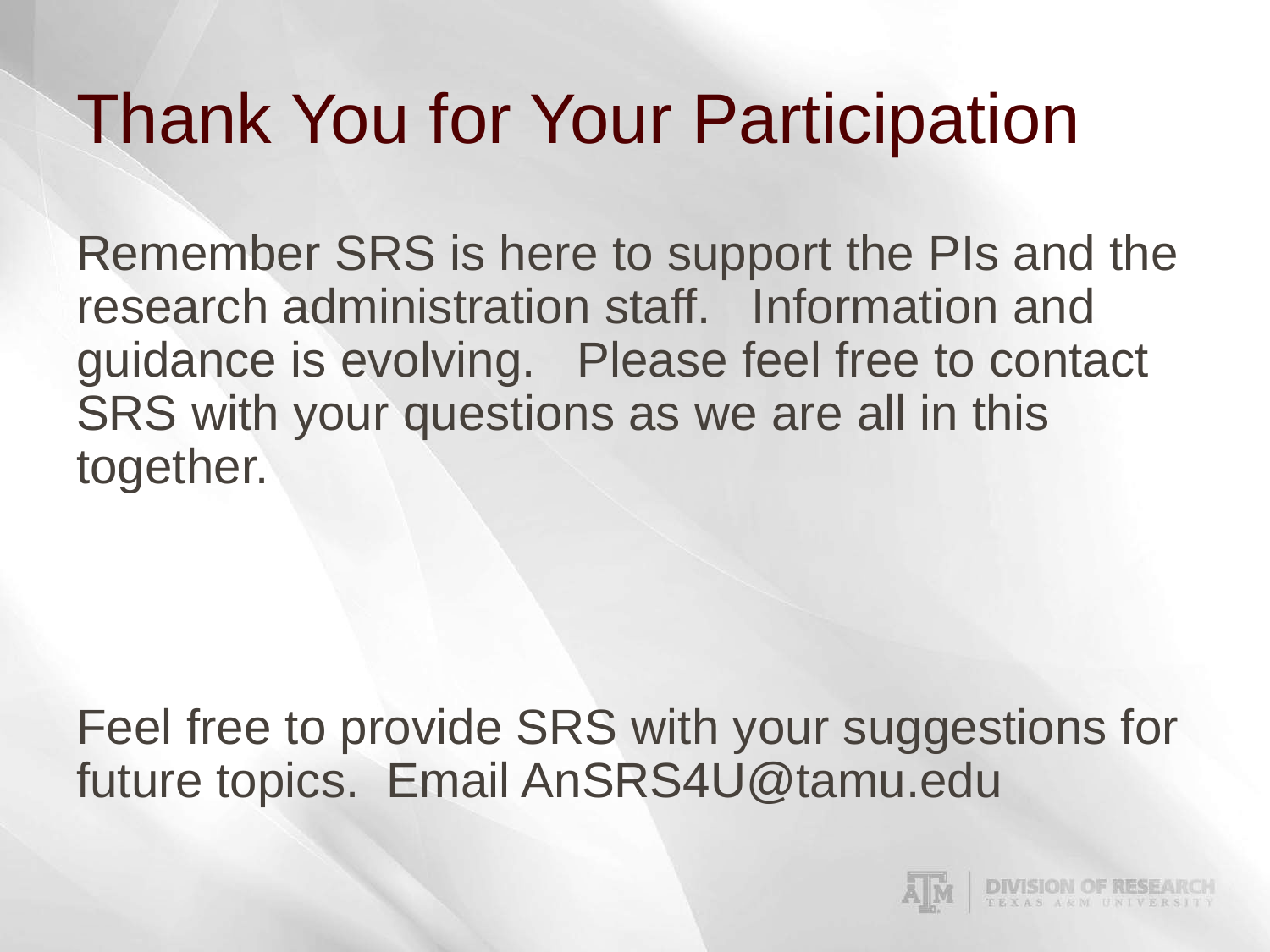# Thank You for Your Participation

Remember SRS is here to support the PIs and the research administration staff. Information and guidance is evolving. Please feel free to contact SRS with your questions as we are all in this together.

Feel free to provide SRS with your suggestions for future topics. Email AnSRS4U@tamu.edu

DIVISION OF RESEARCH
TEXAS A&M UNIVERSITY